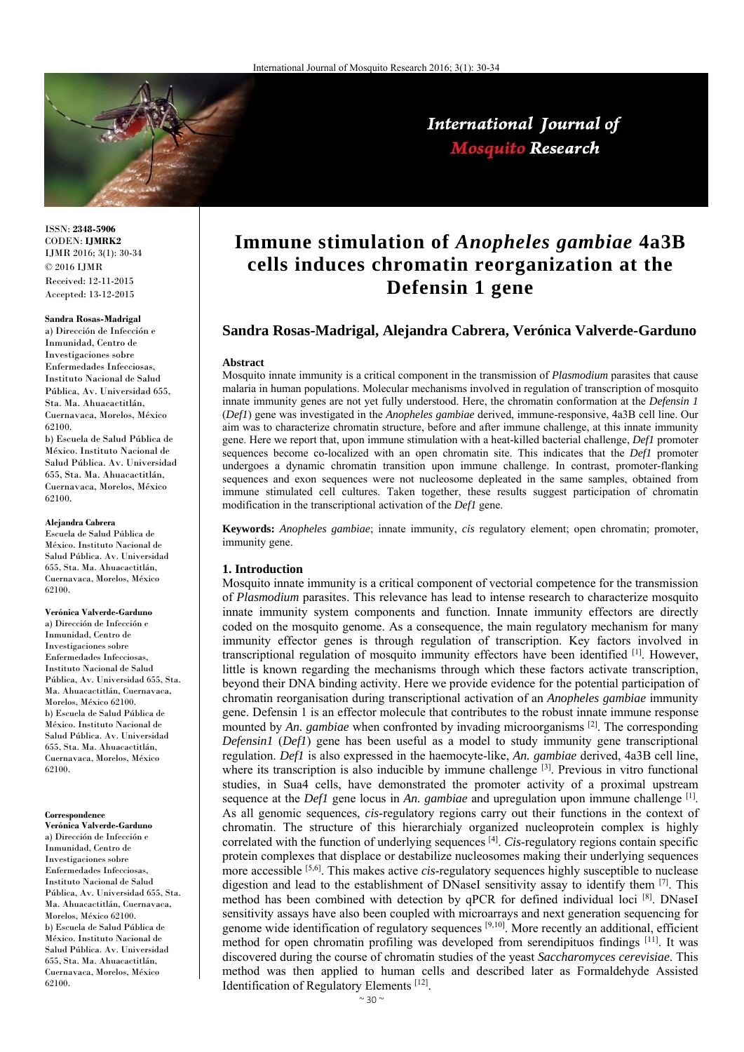ISSN: **2348-5906**
CODEN: **IJMRK2**
IJMR 2016; 3(1): 30-34
© 2016 IJMR
Received: 12-11-2015
Accepted: 13-12-2015

**Sandra Rosas-Madrigal**
a) Dirección de Infección e Inmunidad, Centro de Investigaciones sobre Enfermedades Infecciosas, Instituto Nacional de Salud Pública, Av. Universidad 655, Sta. Ma. Ahuacactitlán, Cuernavaca, Morelos, México 62100.
b) Escuela de Salud Pública de México. Instituto Nacional de Salud Pública. Av. Universidad 655, Sta. Ma. Ahuacactitlán, Cuernavaca, Morelos, México 62100.

**Alejandra Cabrera**
Escuela de Salud Pública de México. Instituto Nacional de Salud Pública. Av. Universidad 655, Sta. Ma. Ahuacactitlán, Cuernavaca, Morelos, México 62100.

**Verónica Valverde-Garduno**
a) Dirección de Infección e Inmunidad, Centro de Investigaciones sobre Enfermedades Infecciosas, Instituto Nacional de Salud Pública, Av. Universidad 655, Sta. Ma. Ahuacactitlán, Cuernavaca, Morelos, México 62100.
b) Escuela de Salud Pública de México. Instituto Nacional de Salud Pública. Av. Universidad 655, Sta. Ma. Ahuacactitlán, Cuernavaca, Morelos, México 62100.

**Correspondence**
**Verónica Valverde-Garduno**
a) Dirección de Infección e Inmunidad, Centro de Investigaciones sobre Enfermedades Infecciosas, Instituto Nacional de Salud Pública, Av. Universidad 655, Sta. Ma. Ahuacactitlán, Cuernavaca, Morelos, México 62100.
b) Escuela de Salud Pública de México. Instituto Nacional de Salud Pública. Av. Universidad 655, Sta. Ma. Ahuacactitlán, Cuernavaca, Morelos, México 62100.

# Immune stimulation of *Anopheles gambiae* 4a3B cells induces chromatin reorganization at the Defensin 1 gene

**Sandra Rosas-Madrigal, Alejandra Cabrera, Verónica Valverde-Garduno**

## Abstract

Mosquito innate immunity is a critical component in the transmission of *Plasmodium* parasites that cause malaria in human populations. Molecular mechanisms involved in regulation of transcription of mosquito innate immunity genes are not yet fully understood. Here, the chromatin conformation at the *Defensin 1* (*Def1*) gene was investigated in the *Anopheles gambiae* derived, immune-responsive, 4a3B cell line. Our aim was to characterize chromatin structure, before and after immune challenge, at this innate immunity gene. Here we report that, upon immune stimulation with a heat-killed bacterial challenge, *Def1* promoter sequences become co-localized with an open chromatin site. This indicates that the *Def1* promoter undergoes a dynamic chromatin transition upon immune challenge. In contrast, promoter-flanking sequences and exon sequences were not nucleosome depleated in the same samples, obtained from immune stimulated cell cultures. Taken together, these results suggest participation of chromatin modification in the transcriptional activation of the *Def1* gene.

**Keywords:** *Anopheles gambiae*; innate immunity, *cis* regulatory element; open chromatin; promoter, immunity gene.

## 1. Introduction

Mosquito innate immunity is a critical component of vectorial competence for the transmission of *Plasmodium* parasites. This relevance has lead to intense research to characterize mosquito innate immunity system components and function. Innate immunity effectors are directly coded on the mosquito genome. As a consequence, the main regulatory mechanism for many immunity effector genes is through regulation of transcription. Key factors involved in transcriptional regulation of mosquito immunity effectors have been identified [1]. However, little is known regarding the mechanisms through which these factors activate transcription, beyond their DNA binding activity. Here we provide evidence for the potential participation of chromatin reorganisation during transcriptional activation of an *Anopheles gambiae* immunity gene. Defensin 1 is an effector molecule that contributes to the robust innate immune response mounted by *An. gambiae* when confronted by invading microorganisms [2]. The corresponding *Defensin1* (*Def1*) gene has been useful as a model to study immunity gene transcriptional regulation. *Def1* is also expressed in the haemocyte-like, *An. gambiae* derived, 4a3B cell line, where its transcription is also inducible by immune challenge [3]. Previous in vitro functional studies, in Sua4 cells, have demonstrated the promoter activity of a proximal upstream sequence at the *Def1* gene locus in *An. gambiae* and upregulation upon immune challenge [1]. As all genomic sequences, *cis*-regulatory regions carry out their functions in the context of chromatin. The structure of this hierarchialy organized nucleoprotein complex is highly correlated with the function of underlying sequences [4]. *Cis*-regulatory regions contain specific protein complexes that displace or destabilize nucleosomes making their underlying sequences more accessible [5,6]. This makes active *cis*-regulatory sequences highly susceptible to nuclease digestion and lead to the establishment of DNaseI sensitivity assay to identify them [7]. This method has been combined with detection by qPCR for defined individual loci [8]. DNaseI sensitivity assays have also been coupled with microarrays and next generation sequencing for genome wide identification of regulatory sequences [9,10]. More recently an additional, efficient method for open chromatin profiling was developed from serendipituos findings [11]. It was discovered during the course of chromatin studies of the yeast *Saccharomyces cerevisiae*. This method was then applied to human cells and described later as Formaldehyde Assisted Identification of Regulatory Elements [12].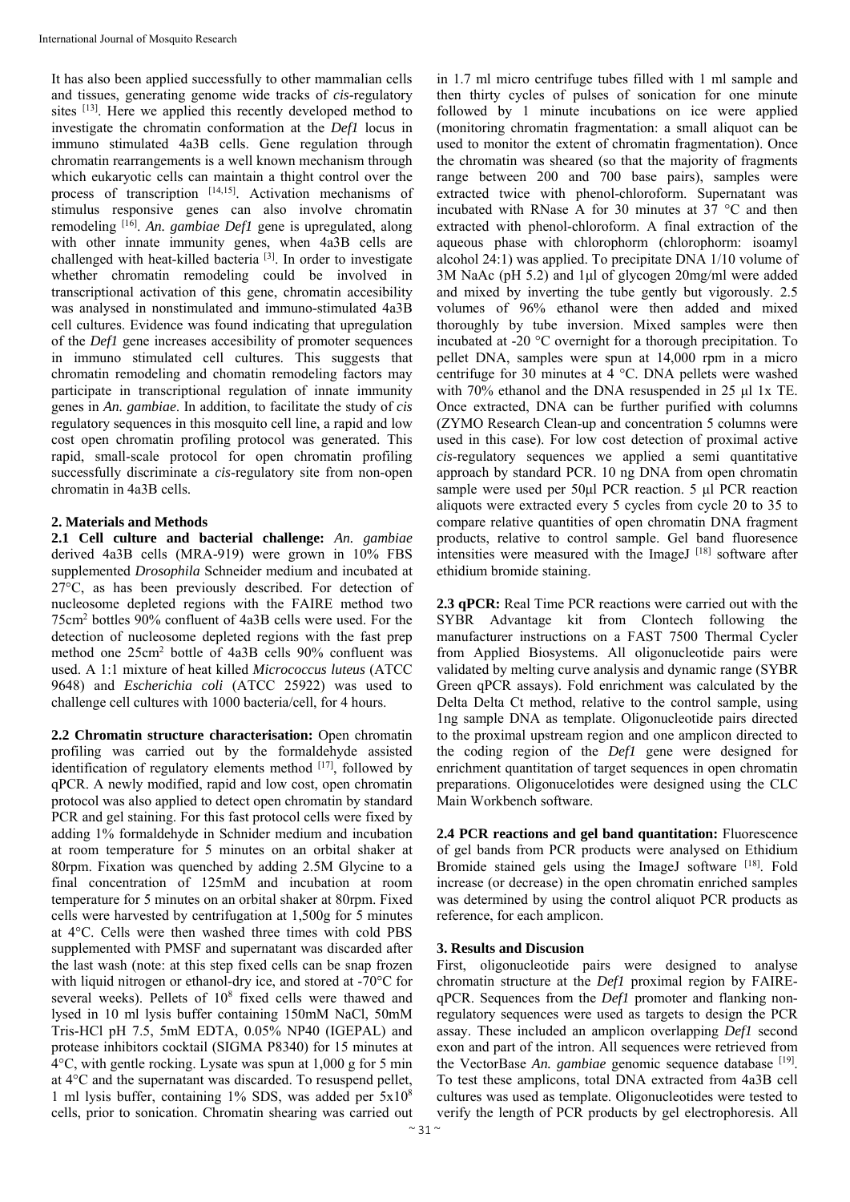It has also been applied successfully to other mammalian cells and tissues, generating genome wide tracks of *cis*-regulatory sites [13]. Here we applied this recently developed method to investigate the chromatin conformation at the *Def1* locus in immuno stimulated 4a3B cells. Gene regulation through chromatin rearrangements is a well known mechanism through which eukaryotic cells can maintain a thight control over the process of transcription [14,15]. Activation mechanisms of stimulus responsive genes can also involve chromatin remodeling [16]. *An. gambiae Def1* gene is upregulated, along with other innate immunity genes, when 4a3B cells are challenged with heat-killed bacteria [3]. In order to investigate whether chromatin remodeling could be involved in transcriptional activation of this gene, chromatin accesibility was analysed in nonstimulated and immuno-stimulated 4a3B cell cultures. Evidence was found indicating that upregulation of the *Def1* gene increases accesibility of promoter sequences in immuno stimulated cell cultures. This suggests that chromatin remodeling and chomatin remodeling factors may participate in transcriptional regulation of innate immunity genes in *An. gambiae*. In addition, to facilitate the study of *cis* regulatory sequences in this mosquito cell line, a rapid and low cost open chromatin profiling protocol was generated. This rapid, small-scale protocol for open chromatin profiling successfully discriminate a *cis*-regulatory site from non-open chromatin in 4a3B cells.

## 2. Materials and Methods

**2.1 Cell culture and bacterial challenge:** *An. gambiae* derived 4a3B cells (MRA-919) were grown in 10% FBS supplemented *Drosophila* Schneider medium and incubated at 27°C, as has been previously described. For detection of nucleosome depleted regions with the FAIRE method two 75cm$^2$ bottles 90% confluent of 4a3B cells were used. For the detection of nucleosome depleted regions with the fast prep method one 25cm$^2$ bottle of 4a3B cells 90% confluent was used. A 1:1 mixture of heat killed *Micrococcus luteus* (ATCC 9648) and *Escherichia coli* (ATCC 25922) was used to challenge cell cultures with 1000 bacteria/cell, for 4 hours.

**2.2 Chromatin structure characterisation:** Open chromatin profiling was carried out by the formaldehyde assisted identification of regulatory elements method [17], followed by qPCR. A newly modified, rapid and low cost, open chromatin protocol was also applied to detect open chromatin by standard PCR and gel staining. For this fast protocol cells were fixed by adding 1% formaldehyde in Schnider medium and incubation at room temperature for 5 minutes on an orbital shaker at 80rpm. Fixation was quenched by adding 2.5M Glycine to a final concentration of 125mM and incubation at room temperature for 5 minutes on an orbital shaker at 80rpm. Fixed cells were harvested by centrifugation at 1,500g for 5 minutes at 4°C. Cells were then washed three times with cold PBS supplemented with PMSF and supernatant was discarded after the last wash (note: at this step fixed cells can be snap frozen with liquid nitrogen or ethanol-dry ice, and stored at -70°C for several weeks). Pellets of $10^8$ fixed cells were thawed and lysed in 10 ml lysis buffer containing 150mM NaCl, 50mM Tris-HCl pH 7.5, 5mM EDTA, 0.05% NP40 (IGEPAL) and protease inhibitors cocktail (SIGMA P8340) for 15 minutes at 4°C, with gentle rocking. Lysate was spun at 1,000 g for 5 min at 4°C and the supernatant was discarded. To resuspend pellet, 1 ml lysis buffer, containing 1% SDS, was added per $5x10^8$ cells, prior to sonication. Chromatin shearing was carried out in 1.7 ml micro centrifuge tubes filled with 1 ml sample and then thirty cycles of pulses of sonication for one minute followed by 1 minute incubations on ice were applied (monitoring chromatin fragmentation: a small aliquot can be used to monitor the extent of chromatin fragmentation). Once the chromatin was sheared (so that the majority of fragments range between 200 and 700 base pairs), samples were extracted twice with phenol-chloroform. Supernatant was incubated with RNase A for 30 minutes at 37 °C and then extracted with phenol-chloroform. A final extraction of the aqueous phase with chlorophorm (chlorophorm: isoamyl alcohol 24:1) was applied. To precipitate DNA 1/10 volume of 3M NaAc (pH 5.2) and 1μl of glycogen 20mg/ml were added and mixed by inverting the tube gently but vigorously. 2.5 volumes of 96% ethanol were then added and mixed thoroughly by tube inversion. Mixed samples were then incubated at -20 °C overnight for a thorough precipitation. To pellet DNA, samples were spun at 14,000 rpm in a micro centrifuge for 30 minutes at 4 °C. DNA pellets were washed with 70% ethanol and the DNA resuspended in 25 μl 1x TE. Once extracted, DNA can be further purified with columns (ZYMO Research Clean-up and concentration 5 columns were used in this case). For low cost detection of proximal active *cis*-regulatory sequences we applied a semi quantitative approach by standard PCR. 10 ng DNA from open chromatin sample were used per 50μl PCR reaction. 5 μl PCR reaction aliquots were extracted every 5 cycles from cycle 20 to 35 to compare relative quantities of open chromatin DNA fragment products, relative to control sample. Gel band fluoresence intensities were measured with the ImageJ [18] software after ethidium bromide staining.

**2.3 qPCR:** Real Time PCR reactions were carried out with the SYBR Advantage kit from Clontech following the manufacturer instructions on a FAST 7500 Thermal Cycler from Applied Biosystems. All oligonucleotide pairs were validated by melting curve analysis and dynamic range (SYBR Green qPCR assays). Fold enrichment was calculated by the Delta Delta Ct method, relative to the control sample, using 1ng sample DNA as template. Oligonucleotide pairs directed to the proximal upstream region and one amplicon directed to the coding region of the *Def1* gene were designed for enrichment quantitation of target sequences in open chromatin preparations. Oligonucelotides were designed using the CLC Main Workbench software.

**2.4 PCR reactions and gel band quantitation:** Fluorescence of gel bands from PCR products were analysed on Ethidium Bromide stained gels using the ImageJ software [18]. Fold increase (or decrease) in the open chromatin enriched samples was determined by using the control aliquot PCR products as reference, for each amplicon.

## 3. Results and Discusion

First, oligonucleotide pairs were designed to analyse chromatin structure at the *Def1* proximal region by FAIRE-qPCR. Sequences from the *Def1* promoter and flanking non-regulatory sequences were used as targets to design the PCR assay. These included an amplicon overlapping *Def1* second exon and part of the intron. All sequences were retrieved from the VectorBase *An. gambiae* genomic sequence database [19]. To test these amplicons, total DNA extracted from 4a3B cell cultures was used as template. Oligonucleotides were tested to verify the length of PCR products by gel electrophoresis. All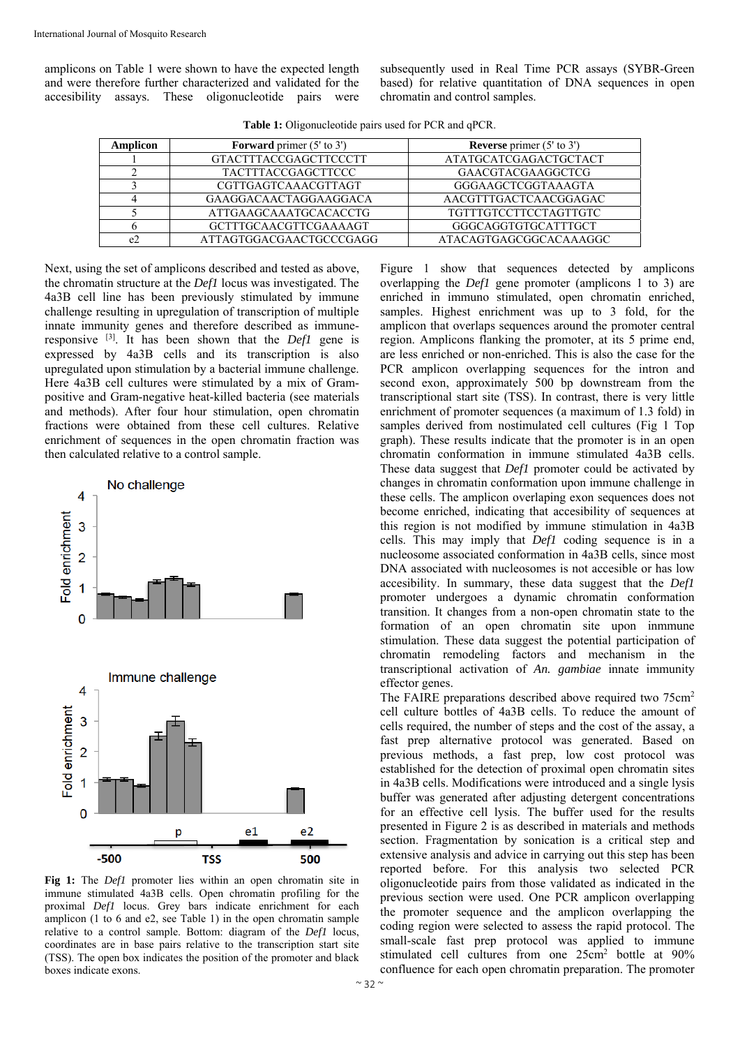amplicons on Table 1 were shown to have the expected length and were therefore further characterized and validated for the accesibility assays. These oligonucleotide pairs were subsequently used in Real Time PCR assays (SYBR-Green based) for relative quantitation of DNA sequences in open chromatin and control samples.

**Table 1:** Oligonucleotide pairs used for PCR and qPCR.

| Amplicon | **Forward** primer (5' to 3') | **Reverse** primer (5' to 3') |
|---|---|---|
| 1 | GTACTTTACCGAGCTTCCCTT | ATATGCATCGAGACTGCTACT |
| 2 | TACTTTACCGAGCTTCCC | GAACGTACGAAGGCTCG |
| 3 | CGTTGAGTCAAACGTTAGT | GGGAAGCTCGGTAAAGTA |
| 4 | GAAGGACAACTAGGAAGGACA | AACGTTTGACTCAACGGAGAC |
| 5 | ATTGAAGCAAATGCACACCTG | TGTTTGTCCTTCCTAGTTGTC |
| 6 | GCTTTGCAACGTTCGAAAAGT | GGGCAGGTGTGCATTTGCT |
| e2 | ATTAGTGGACGAACTGCCCGAGG | ATACAGTGAGCGGCACAAAGGC |

Next, using the set of amplicons described and tested as above, the chromatin structure at the *Def1* locus was investigated. The 4a3B cell line has been previously stimulated by immune challenge resulting in upregulation of transcription of multiple innate immunity genes and therefore described as immune-responsive [3]. It has been shown that the *Def1* gene is expressed by 4a3B cells and its transcription is also upregulated upon stimulation by a bacterial immune challenge. Here 4a3B cell cultures were stimulated by a mix of Gram-positive and Gram-negative heat-killed bacteria (see materials and methods). After four hour stimulation, open chromatin fractions were obtained from these cell cultures. Relative enrichment of sequences in the open chromatin fraction was then calculated relative to a control sample.

**Fig 1:** The *Def1* promoter lies within an open chromatin site in immune stimulated 4a3B cells. Open chromatin profiling for the proximal *Def1* locus. Grey bars indicate enrichment for each amplicon (1 to 6 and e2, see Table 1) in the open chromatin sample relative to a control sample. Bottom: diagram of the *Def1* locus, coordinates are in base pairs relative to the transcription start site (TSS). The open box indicates the position of the promoter and black boxes indicate exons.

Figure 1 show that sequences detected by amplicons overlapping the *Def1* gene promoter (amplicons 1 to 3) are enriched in immuno stimulated, open chromatin enriched, samples. Highest enrichment was up to 3 fold, for the amplicon that overlaps sequences around the promoter central region. Amplicons flanking the promoter, at its 5 prime end, are less enriched or non-enriched. This is also the case for the PCR amplicon overlapping sequences for the intron and second exon, approximately 500 bp downstream from the transcriptional start site (TSS). In contrast, there is very little enrichment of promoter sequences (a maximum of 1.3 fold) in samples derived from nostimulated cell cultures (Fig 1 Top graph). These results indicate that the promoter is in an open chromatin conformation in immune stimulated 4a3B cells. These data suggest that *Def1* promoter could be activated by changes in chromatin conformation upon immune challenge in these cells. The amplicon overlaping exon sequences does not become enriched, indicating that accesibility of sequences at this region is not modified by immune stimulation in 4a3B cells. This may imply that *Def1* coding sequence is in a nucleosome associated conformation in 4a3B cells, since most DNA associated with nucleosomes is not accesible or has low accesibility. In summary, these data suggest that the *Def1* promoter undergoes a dynamic chromatin conformation transition. It changes from a non-open chromatin state to the formation of an open chromatin site upon inmmune stimulation. These data suggest the potential participation of chromatin remodeling factors and mechanism in the transcriptional activation of *An. gambiae* innate immunity effector genes.

The FAIRE preparations described above required two 75cm$^2$ cell culture bottles of 4a3B cells. To reduce the amount of cells required, the number of steps and the cost of the assay, a fast prep alternative protocol was generated. Based on previous methods, a fast prep, low cost protocol was established for the detection of proximal open chromatin sites in 4a3B cells. Modifications were introduced and a single lysis buffer was generated after adjusting detergent concentrations for an effective cell lysis. The buffer used for the results presented in Figure 2 is as described in materials and methods section. Fragmentation by sonication is a critical step and extensive analysis and advice in carrying out this step has been reported before. For this analysis two selected PCR oligonucleotide pairs from those validated as indicated in the previous section were used. One PCR amplicon overlapping the promoter sequence and the amplicon overlapping the coding region were selected to assess the rapid protocol. The small-scale fast prep protocol was applied to immune stimulated cell cultures from one 25cm$^2$ bottle at 90% confluence for each open chromatin preparation. The promoter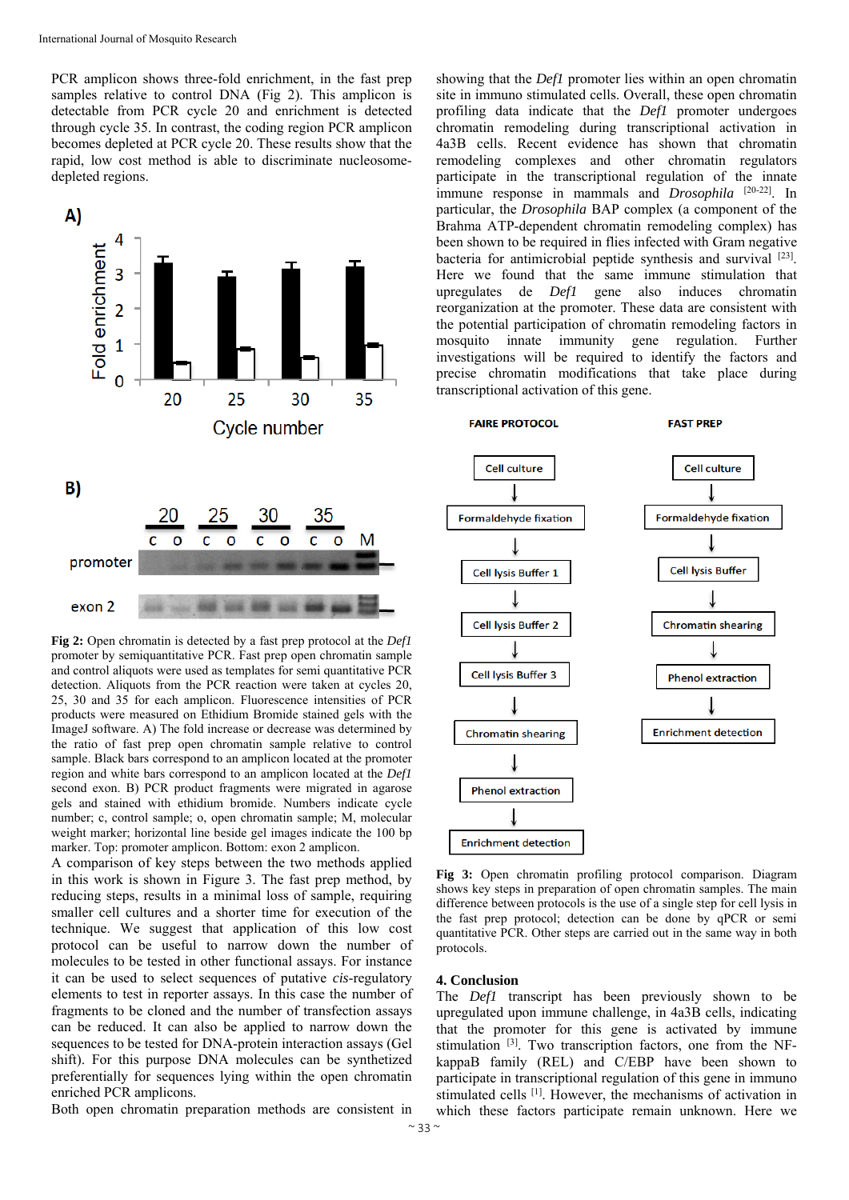PCR amplicon shows three-fold enrichment, in the fast prep samples relative to control DNA (Fig 2). This amplicon is detectable from PCR cycle 20 and enrichment is detected through cycle 35. In contrast, the coding region PCR amplicon becomes depleted at PCR cycle 20. These results show that the rapid, low cost method is able to discriminate nucleosome-depleted regions.

**Fig 2:** Open chromatin is detected by a fast prep protocol at the *Def1* promoter by semiquantitative PCR. Fast prep open chromatin sample and control aliquots were used as templates for semi quantitative PCR detection. Aliquots from the PCR reaction were taken at cycles 20, 25, 30 and 35 for each amplicon. Fluorescence intensities of PCR products were measured on Ethidium Bromide stained gels with the ImageJ software. A) The fold increase or decrease was determined by the ratio of fast prep open chromatin sample relative to control sample. Black bars correspond to an amplicon located at the promoter region and white bars correspond to an amplicon located at the *Def1* second exon. B) PCR product fragments were migrated in agarose gels and stained with ethidium bromide. Numbers indicate cycle number; c, control sample; o, open chromatin sample; M, molecular weight marker; horizontal line beside gel images indicate the 100 bp marker. Top: promoter amplicon. Bottom: exon 2 amplicon.

A comparison of key steps between the two methods applied in this work is shown in Figure 3. The fast prep method, by reducing steps, results in a minimal loss of sample, requiring smaller cell cultures and a shorter time for execution of the technique. We suggest that application of this low cost protocol can be useful to narrow down the number of molecules to be tested in other functional assays. For instance it can be used to select sequences of putative *cis*-regulatory elements to test in reporter assays. In this case the number of fragments to be cloned and the number of transfection assays can be reduced. It can also be applied to narrow down the sequences to be tested for DNA-protein interaction assays (Gel shift). For this purpose DNA molecules can be synthetized preferentially for sequences lying within the open chromatin enriched PCR amplicons.

Both open chromatin preparation methods are consistent in showing that the *Def1* promoter lies within an open chromatin site in immuno stimulated cells. Overall, these open chromatin profiling data indicate that the *Def1* promoter undergoes chromatin remodeling during transcriptional activation in 4a3B cells. Recent evidence has shown that chromatin remodeling complexes and other chromatin regulators participate in the transcriptional regulation of the innate immune response in mammals and *Drosophila* [20-22]. In particular, the *Drosophila* BAP complex (a component of the Brahma ATP-dependent chromatin remodeling complex) has been shown to be required in flies infected with Gram negative bacteria for antimicrobial peptide synthesis and survival [23]. Here we found that the same immune stimulation that upregulates de *Def1* gene also induces chromatin reorganization at the promoter. These data are consistent with the potential participation of chromatin remodeling factors in mosquito innate immunity gene regulation. Further investigations will be required to identify the factors and precise chromatin modifications that take place during transcriptional activation of this gene.

**Fig 3:** Open chromatin profiling protocol comparison. Diagram shows key steps in preparation of open chromatin samples. The main difference between protocols is the use of a single step for cell lysis in the fast prep protocol; detection can be done by qPCR or semi quantitative PCR. Other steps are carried out in the same way in both protocols.

## 4. Conclusion

The *Def1* transcript has been previously shown to be upregulated upon immune challenge, in 4a3B cells, indicating that the promoter for this gene is activated by immune stimulation [3]. Two transcription factors, one from the NF-kappaB family (REL) and C/EBP have been shown to participate in transcriptional regulation of this gene in immuno stimulated cells [1]. However, the mechanisms of activation in which these factors participate remain unknown. Here we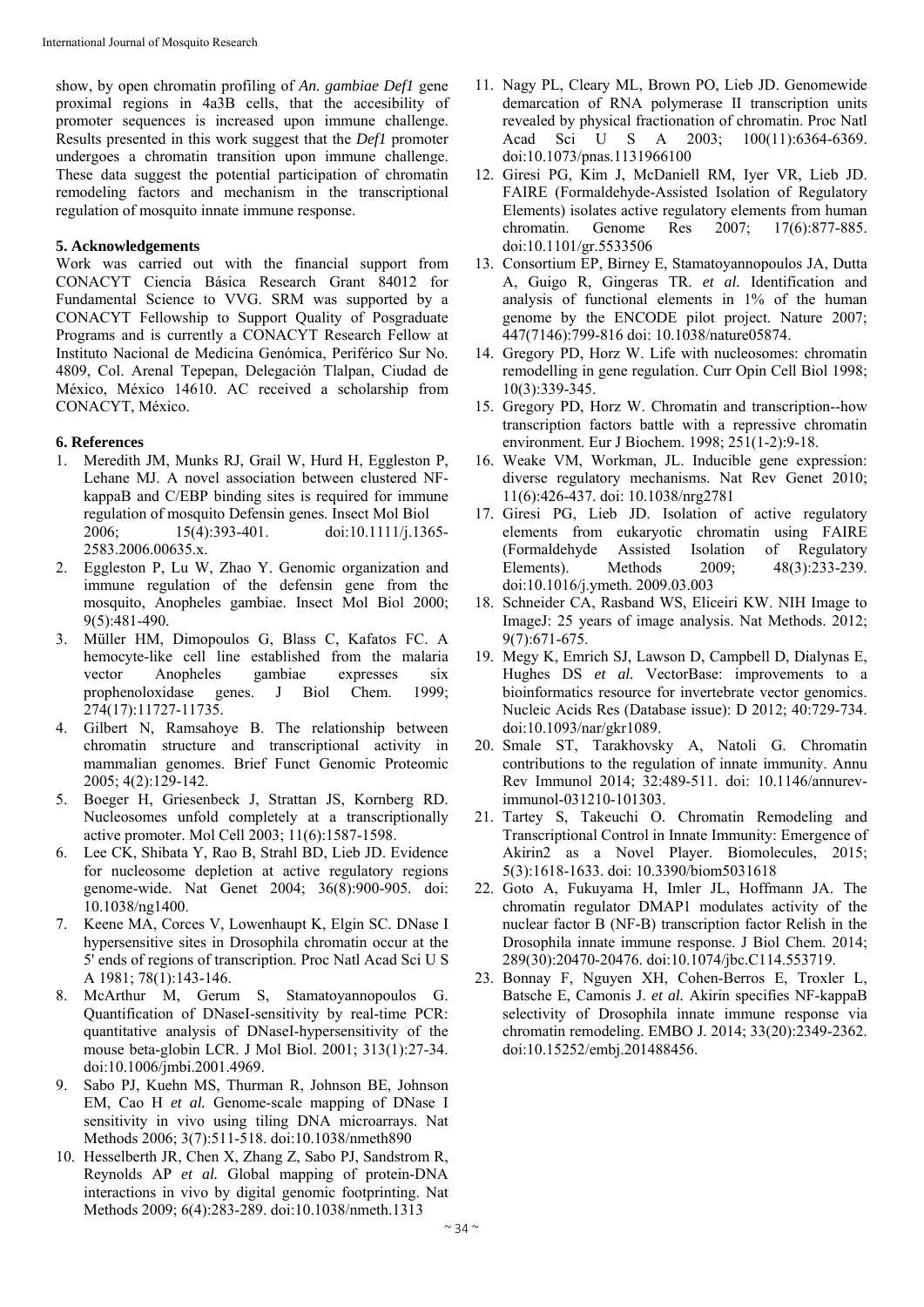show, by open chromatin profiling of *An. gambiae Def1* gene proximal regions in 4a3B cells, that the accesibility of promoter sequences is increased upon immune challenge. Results presented in this work suggest that the *Def1* promoter undergoes a chromatin transition upon immune challenge. These data suggest the potential participation of chromatin remodeling factors and mechanism in the transcriptional regulation of mosquito innate immune response.

## 5. Acknowledgements

Work was carried out with the financial support from CONACYT Ciencia Básica Research Grant 84012 for Fundamental Science to VVG. SRM was supported by a CONACYT Fellowship to Support Quality of Posgraduate Programs and is currently a CONACYT Research Fellow at Instituto Nacional de Medicina Genómica, Periférico Sur No. 4809, Col. Arenal Tepepan, Delegación Tlalpan, Ciudad de México, México 14610. AC received a scholarship from CONACYT, México.

## 6. References

1. Meredith JM, Munks RJ, Grail W, Hurd H, Eggleston P, Lehane MJ. A novel association between clustered NF-kappaB and C/EBP binding sites is required for immune regulation of mosquito Defensin genes. Insect Mol Biol 2006; 15(4):393-401. doi:10.1111/j.1365-2583.2006.00635.x.
2. Eggleston P, Lu W, Zhao Y. Genomic organization and immune regulation of the defensin gene from the mosquito, Anopheles gambiae. Insect Mol Biol 2000; 9(5):481-490.
3. Müller HM, Dimopoulos G, Blass C, Kafatos FC. A hemocyte-like cell line established from the malaria vector Anopheles gambiae expresses six prophenoloxidase genes. J Biol Chem. 1999; 274(17):11727-11735.
4. Gilbert N, Ramsahoye B. The relationship between chromatin structure and transcriptional activity in mammalian genomes. Brief Funct Genomic Proteomic 2005; 4(2):129-142.
5. Boeger H, Griesenbeck J, Strattan JS, Kornberg RD. Nucleosomes unfold completely at a transcriptionally active promoter. Mol Cell 2003; 11(6):1587-1598.
6. Lee CK, Shibata Y, Rao B, Strahl BD, Lieb JD. Evidence for nucleosome depletion at active regulatory regions genome-wide. Nat Genet 2004; 36(8):900-905. doi: 10.1038/ng1400.
7. Keene MA, Corces V, Lowenhaupt K, Elgin SC. DNase I hypersensitive sites in Drosophila chromatin occur at the 5' ends of regions of transcription. Proc Natl Acad Sci U S A 1981; 78(1):143-146.
8. McArthur M, Gerum S, Stamatoyannopoulos G. Quantification of DNaseI-sensitivity by real-time PCR: quantitative analysis of DNaseI-hypersensitivity of the mouse beta-globin LCR. J Mol Biol. 2001; 313(1):27-34. doi:10.1006/jmbi.2001.4969.
9. Sabo PJ, Kuehn MS, Thurman R, Johnson BE, Johnson EM, Cao H *et al.* Genome-scale mapping of DNase I sensitivity in vivo using tiling DNA microarrays. Nat Methods 2006; 3(7):511-518. doi:10.1038/nmeth890
10. Hesselberth JR, Chen X, Zhang Z, Sabo PJ, Sandstrom R, Reynolds AP *et al.* Global mapping of protein-DNA interactions in vivo by digital genomic footprinting. Nat Methods 2009; 6(4):283-289. doi:10.1038/nmeth.1313
11. Nagy PL, Cleary ML, Brown PO, Lieb JD. Genomewide demarcation of RNA polymerase II transcription units revealed by physical fractionation of chromatin. Proc Natl Acad Sci U S A 2003; 100(11):6364-6369. doi:10.1073/pnas.1131966100
12. Giresi PG, Kim J, McDaniell RM, Iyer VR, Lieb JD. FAIRE (Formaldehyde-Assisted Isolation of Regulatory Elements) isolates active regulatory elements from human chromatin. Genome Res 2007; 17(6):877-885. doi:10.1101/gr.5533506
13. Consortium EP, Birney E, Stamatoyannopoulos JA, Dutta A, Guigo R, Gingeras TR. *et al.* Identification and analysis of functional elements in 1% of the human genome by the ENCODE pilot project. Nature 2007; 447(7146):799-816 doi: 10.1038/nature05874.
14. Gregory PD, Horz W. Life with nucleosomes: chromatin remodelling in gene regulation. Curr Opin Cell Biol 1998; 10(3):339-345.
15. Gregory PD, Horz W. Chromatin and transcription--how transcription factors battle with a repressive chromatin environment. Eur J Biochem. 1998; 251(1-2):9-18.
16. Weake VM, Workman, JL. Inducible gene expression: diverse regulatory mechanisms. Nat Rev Genet 2010; 11(6):426-437. doi: 10.1038/nrg2781
17. Giresi PG, Lieb JD. Isolation of active regulatory elements from eukaryotic chromatin using FAIRE (Formaldehyde Assisted Isolation of Regulatory Elements). Methods 2009; 48(3):233-239. doi:10.1016/j.ymeth. 2009.03.003
18. Schneider CA, Rasband WS, Eliceiri KW. NIH Image to ImageJ: 25 years of image analysis. Nat Methods. 2012; 9(7):671-675.
19. Megy K, Emrich SJ, Lawson D, Campbell D, Dialynas E, Hughes DS *et al.* VectorBase: improvements to a bioinformatics resource for invertebrate vector genomics. Nucleic Acids Res (Database issue): D 2012; 40:729-734. doi:10.1093/nar/gkr1089.
20. Smale ST, Tarakhovsky A, Natoli G. Chromatin contributions to the regulation of innate immunity. Annu Rev Immunol 2014; 32:489-511. doi: 10.1146/annurev-immunol-031210-101303.
21. Tartey S, Takeuchi O. Chromatin Remodeling and Transcriptional Control in Innate Immunity: Emergence of Akirin2 as a Novel Player. Biomolecules, 2015; 5(3):1618-1633. doi: 10.3390/biom5031618
22. Goto A, Fukuyama H, Imler JL, Hoffmann JA. The chromatin regulator DMAP1 modulates activity of the nuclear factor B (NF-B) transcription factor Relish in the Drosophila innate immune response. J Biol Chem. 2014; 289(30):20470-20476. doi:10.1074/jbc.C114.553719.
23. Bonnay F, Nguyen XH, Cohen-Berros E, Troxler L, Batsche E, Camonis J. *et al.* Akirin specifies NF-kappaB selectivity of Drosophila innate immune response via chromatin remodeling. EMBO J. 2014; 33(20):2349-2362. doi:10.15252/embj.201488456.